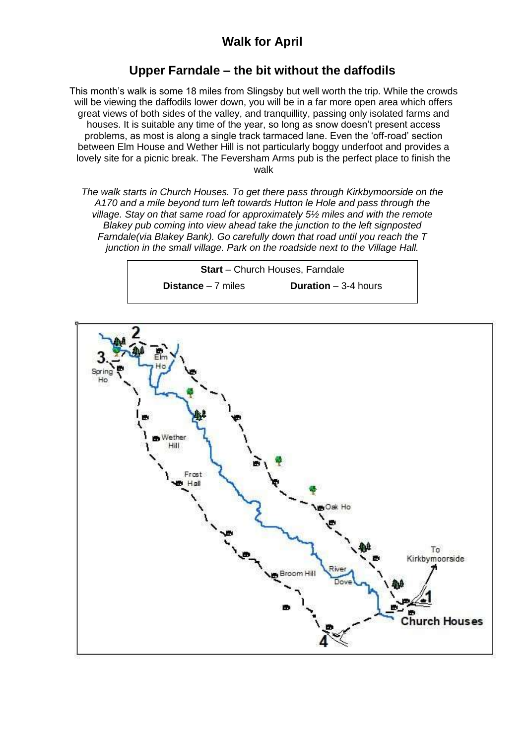## Walk for April

## Upper Farndale – the bit without the daffodils

This month's walk is some 18 miles from Slingsby but well worth the trip. While the crowds will be viewing the daffodils lower down, you will be in a far more open area which offers great views of both sides of the valley, and tranquillity, passing only isolated farms and houses. It is suitable any time of the year, so long as snow doesn't present access problems, as most is along a single track tarmaced lane. Even the 'off-road' section between Elm House and Wether Hill is not particularly boggy underfoot and provides a lovely site for a picnic break. The Feversham Arms pub is the perfect place to finish the walk

*The walk starts in Church Houses. To get there pass through Kirkbymoorside on the A170 and a mile beyond turn left towards Hutton le Hole and pass through the village. Stay on that same road for approximately 5½ miles and with the remote Blakey pub coming into view ahead take the junction to the left signposted Farndale(via Blakey Bank). Go carefully down that road until you reach the T junction in the small village. Park on the roadside next to the Village Hall.*

**Start** – Church Houses, Farndale

**Distance** – 7 miles **Duration** – 3-4 hours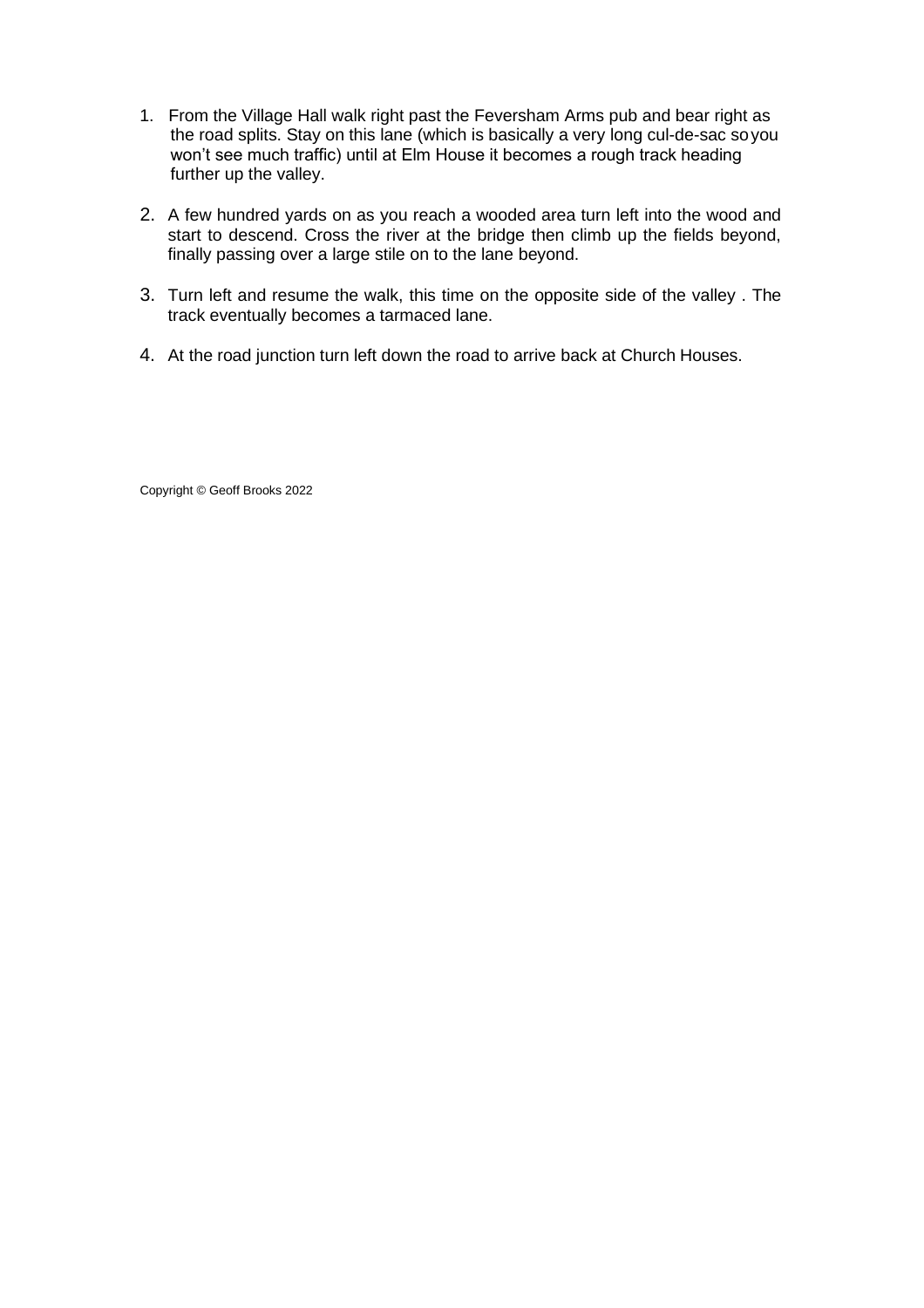1. From the Village Hall walk right past the Feversham Arms pub and bear right as the road splits. Stay on this lane (which is basically a very long cul-de-sac so you won't see much traffic) until at Elm House it becomes a rough track heading further up the valley.

2. A few hundred yards on as you reach a wooded area turn left into the wood and start to descend. Cross the river at the bridge then climb up the fields beyond, finally passing over a large stile on to the lane beyond.

3. Turn left and resume the walk, this time on the opposite side of the valley . The track eventually becomes a tarmaced lane.

4. At the road junction turn left down the road to arrive back at Church Houses.

Copyright © Geoff Brooks 2022